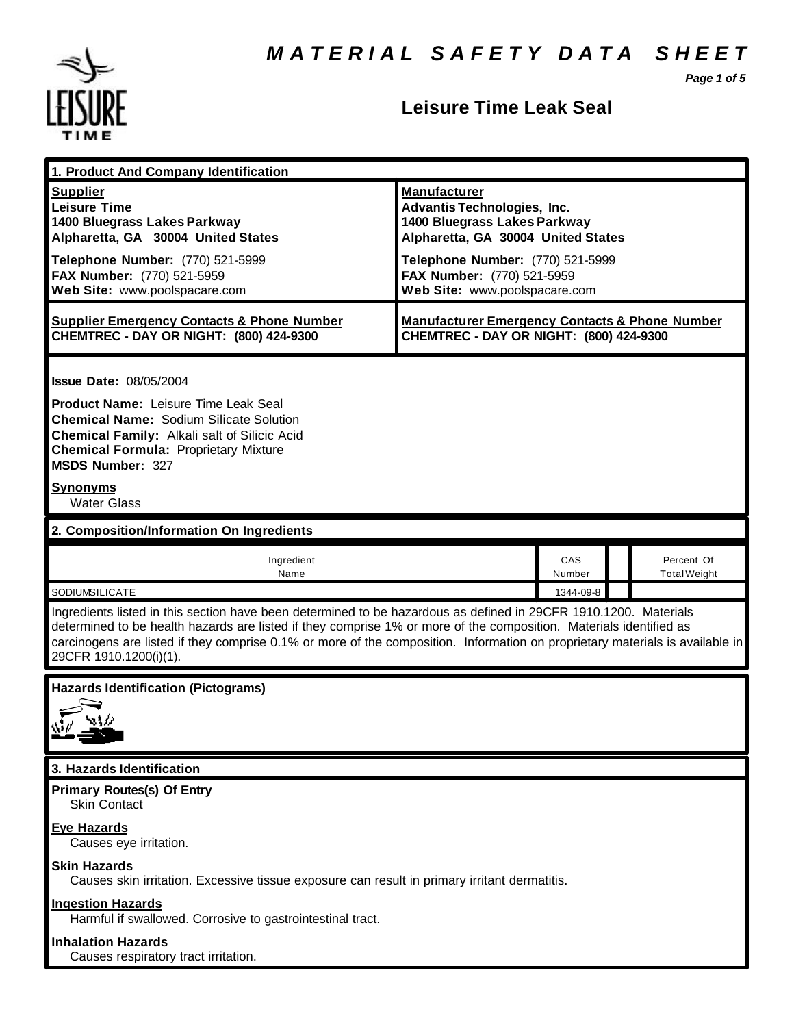# MATERIAL SAFETY DATA SHEET

## Leisure Time Leak Seal

### 1. Product And Company Identification

| Supplier | Manufacturer |
|---|---|
| **Leisure Time**<br>**1400 Bluegrass Lakes Parkway**<br>**Alpharetta, GA 30004 United States** | **Advantis Technologies, Inc.**<br>**1400 Bluegrass Lakes Parkway**<br>**Alpharetta, GA 30004 United States** |
| **Telephone Number:** (770) 521-5999<br>**FAX Number:** (770) 521-5959<br>**Web Site:** www.poolspacare.com | **Telephone Number:** (770) 521-5999<br>**FAX Number:** (770) 521-5959<br>**Web Site:** www.poolspacare.com |
| **Supplier Emergency Contacts & Phone Number**<br>**CHEMTREC - DAY OR NIGHT: (800) 424-9300** | **Manufacturer Emergency Contacts & Phone Number**<br>**CHEMTREC - DAY OR NIGHT: (800) 424-9300** |

**Issue Date:** 08/05/2004

**Product Name:** Leisure Time Leak Seal
**Chemical Name:** Sodium Silicate Solution
**Chemical Family:** Alkali salt of Silicic Acid
**Chemical Formula:** Proprietary Mixture
**MSDS Number:** 327

**Synonyms**

Water Glass

### 2. Composition/Information On Ingredients

| Ingredient Name | CAS Number | | Percent Of Total Weight |
|---|---|---|---|
| SODIUMSILICATE | 1344-09-8 | | |

Ingredients listed in this section have been determined to be hazardous as defined in 29CFR 1910.1200. Materials determined to be health hazards are listed if they comprise 1% or more of the composition. Materials identified as carcinogens are listed if they comprise 0.1% or more of the composition. Information on proprietary materials is available in 29CFR 1910.1200(i)(1).

**Hazards Identification (Pictograms)**

### 3. Hazards Identification

**Primary Routes(s) Of Entry**

Skin Contact

**Eye Hazards**

Causes eye irritation.

**Skin Hazards**

Causes skin irritation. Excessive tissue exposure can result in primary irritant dermatitis.

**Ingestion Hazards**

Harmful if swallowed. Corrosive to gastrointestinal tract.

**Inhalation Hazards**

Causes respiratory tract irritation.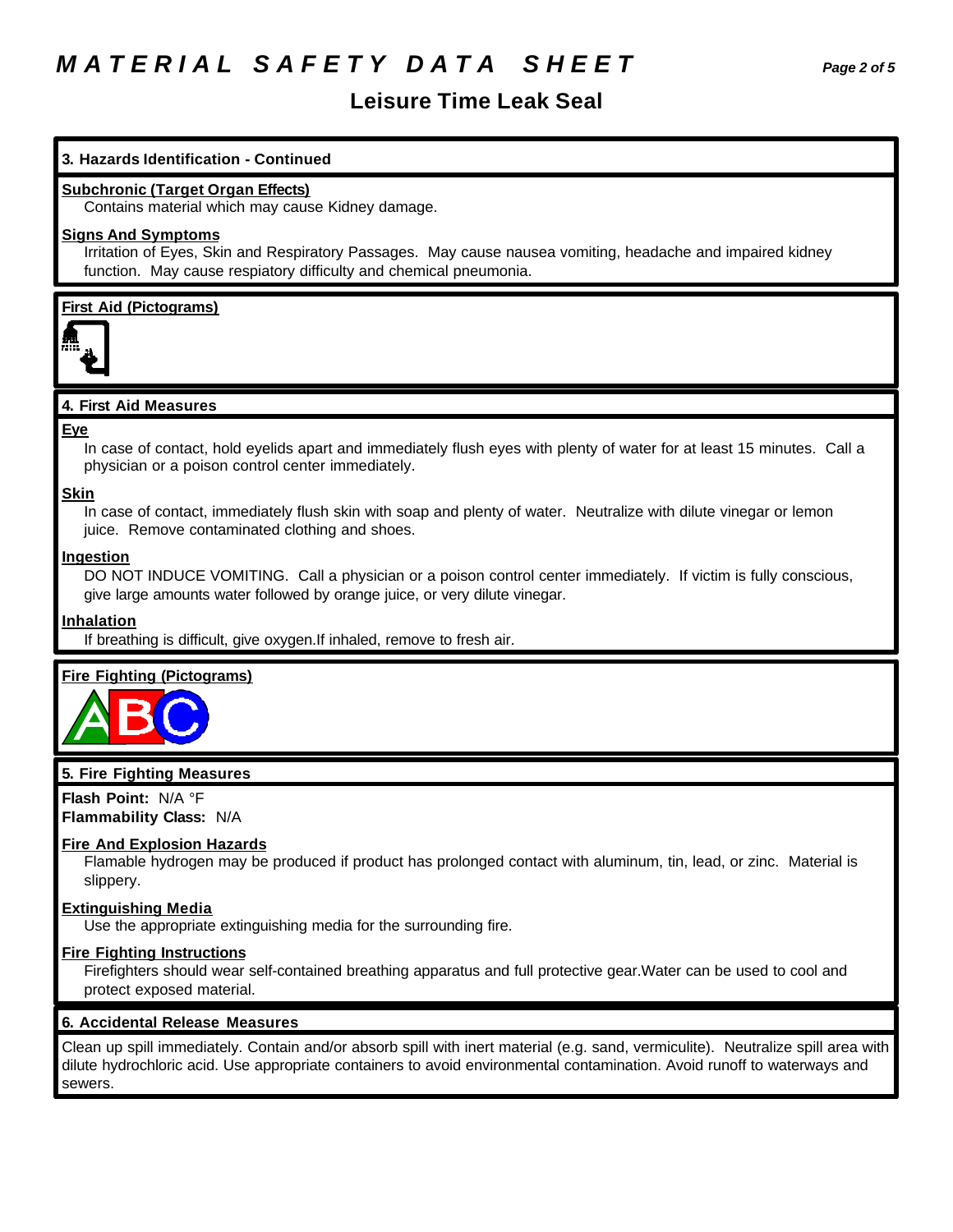# MATERIAL SAFETY DATA SHEET

## Leisure Time Leak Seal

### 3. Hazards Identification - Continued

**Subchronic (Target Organ Effects)**

Contains material which may cause Kidney damage.

**Signs And Symptoms**

Irritation of Eyes, Skin and Respiratory Passages. May cause nausea vomiting, headache and impaired kidney function. May cause respiatory difficulty and chemical pneumonia.

**First Aid (Pictograms)**

### 4. First Aid Measures

**Eye**

In case of contact, hold eyelids apart and immediately flush eyes with plenty of water for at least 15 minutes. Call a physician or a poison control center immediately.

**Skin**

In case of contact, immediately flush skin with soap and plenty of water. Neutralize with dilute vinegar or lemon juice. Remove contaminated clothing and shoes.

**Ingestion**

DO NOT INDUCE VOMITING. Call a physician or a poison control center immediately. If victim is fully conscious, give large amounts water followed by orange juice, or very dilute vinegar.

**Inhalation**

If breathing is difficult, give oxygen.If inhaled, remove to fresh air.

**Fire Fighting (Pictograms)**

### 5. Fire Fighting Measures

**Flash Point:** N/A °F
**Flammability Class:** N/A

**Fire And Explosion Hazards**

Flamable hydrogen may be produced if product has prolonged contact with aluminum, tin, lead, or zinc. Material is slippery.

**Extinguishing Media**

Use the appropriate extinguishing media for the surrounding fire.

**Fire Fighting Instructions**

Firefighters should wear self-contained breathing apparatus and full protective gear.Water can be used to cool and protect exposed material.

### 6. Accidental Release Measures

Clean up spill immediately. Contain and/or absorb spill with inert material (e.g. sand, vermiculite). Neutralize spill area with dilute hydrochloric acid. Use appropriate containers to avoid environmental contamination. Avoid runoff to waterways and sewers.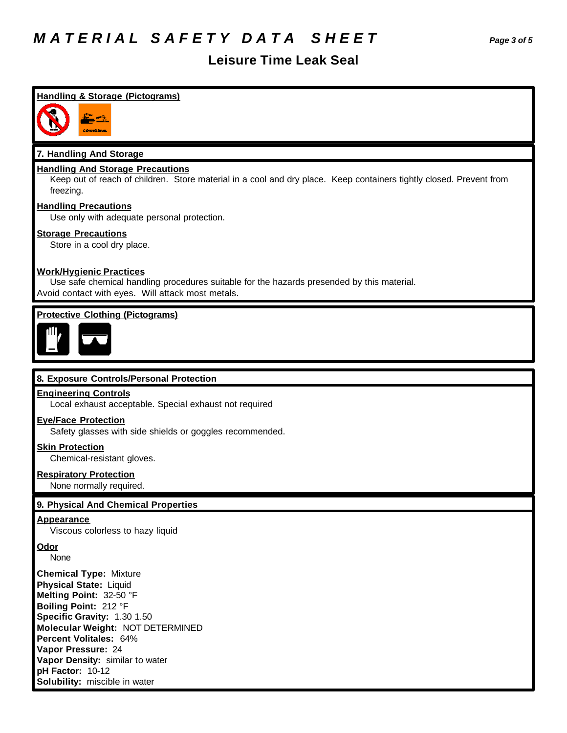# MATERIAL SAFETY DATA SHEET

## Leisure Time Leak Seal

### Handling & Storage (Pictograms)

### 7. Handling And Storage

**Handling And Storage Precautions**

Keep out of reach of children. Store material in a cool and dry place. Keep containers tightly closed. Prevent from freezing.

**Handling Precautions**

Use only with adequate personal protection.

**Storage Precautions**

Store in a cool dry place.

**Work/Hygienic Practices**

Use safe chemical handling procedures suitable for the hazards presended by this material. Avoid contact with eyes. Will attack most metals.

### Protective Clothing (Pictograms)

### 8. Exposure Controls/Personal Protection

**Engineering Controls**

Local exhaust acceptable. Special exhaust not required

**Eye/Face Protection**

Safety glasses with side shields or goggles recommended.

**Skin Protection**

Chemical-resistant gloves.

**Respiratory Protection**

None normally required.

### 9. Physical And Chemical Properties

**Appearance**

Viscous colorless to hazy liquid

**Odor**

None

**Chemical Type:** Mixture
**Physical State:** Liquid
**Melting Point:** 32-50 °F
**Boiling Point:** 212 °F
**Specific Gravity:** 1.30 1.50
**Molecular Weight:** NOT DETERMINED
**Percent Volitales:** 64%
**Vapor Pressure:** 24
**Vapor Density:** similar to water
**pH Factor:** 10-12
**Solubility:** miscible in water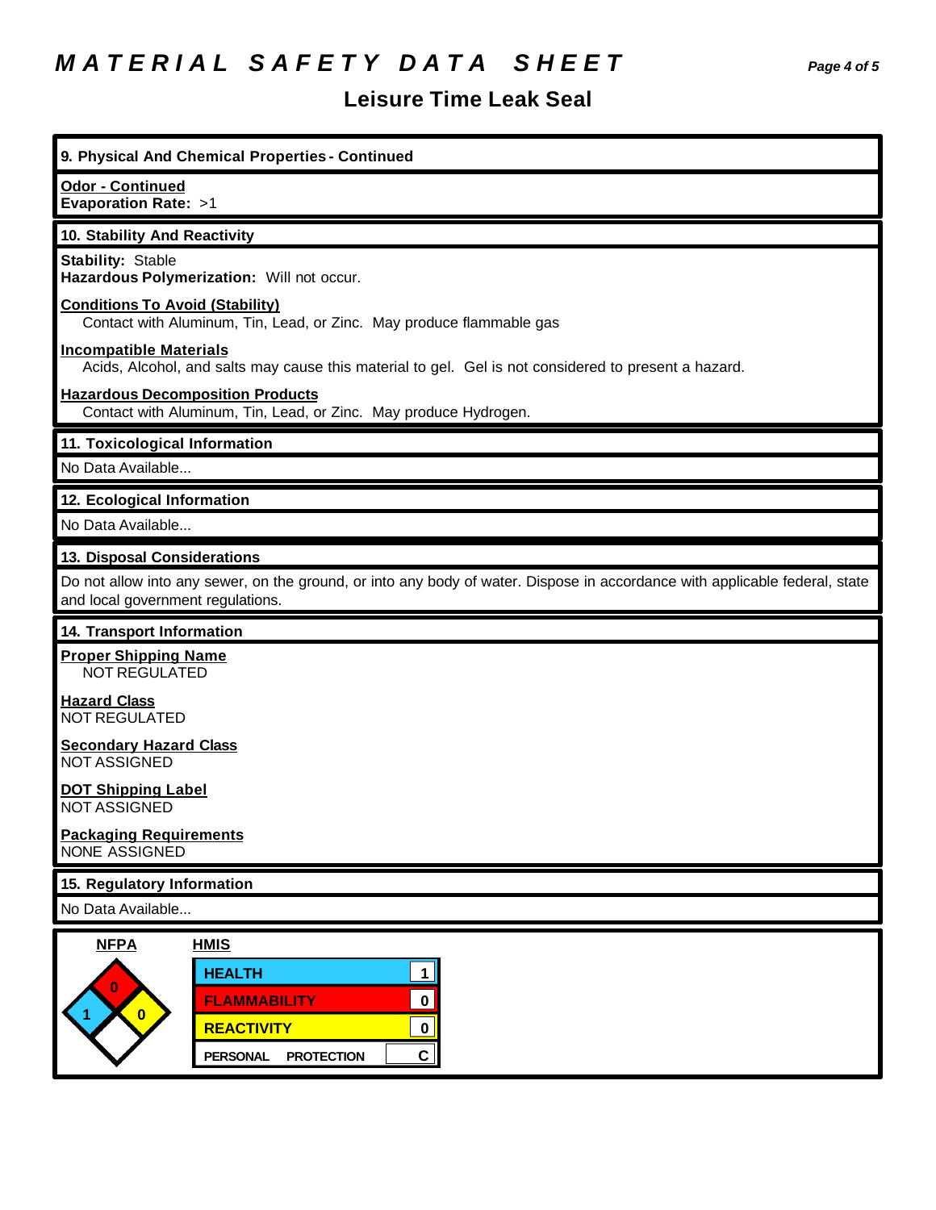# MATERIAL SAFETY DATA SHEET

## Leisure Time Leak Seal

### 9. Physical And Chemical Properties - Continued

**Odor - Continued**
**Evaporation Rate:** >1

### 10. Stability And Reactivity

**Stability:** Stable
**Hazardous Polymerization:** Will not occur.

**Conditions To Avoid (Stability)**
Contact with Aluminum, Tin, Lead, or Zinc. May produce flammable gas

**Incompatible Materials**
Acids, Alcohol, and salts may cause this material to gel. Gel is not considered to present a hazard.

**Hazardous Decomposition Products**
Contact with Aluminum, Tin, Lead, or Zinc. May produce Hydrogen.

### 11. Toxicological Information

No Data Available...

### 12. Ecological Information

No Data Available...

### 13. Disposal Considerations

Do not allow into any sewer, on the ground, or into any body of water. Dispose in accordance with applicable federal, state and local government regulations.

### 14. Transport Information

**Proper Shipping Name**
NOT REGULATED

**Hazard Class**
NOT REGULATED

**Secondary Hazard Class**
NOT ASSIGNED

**DOT Shipping Label**
NOT ASSIGNED

**Packaging Requirements**
NONE ASSIGNED

### 15. Regulatory Information

No Data Available...

**NFPA**

| Health | Flammability | Reactivity | Special |
|---|---|---|---|
| 1 | 0 | 0 | |

**HMIS**

| | |
|---|---|
| HEALTH | 1 |
| FLAMMABILITY | 0 |
| REACTIVITY | 0 |
| PERSONAL PROTECTION | C |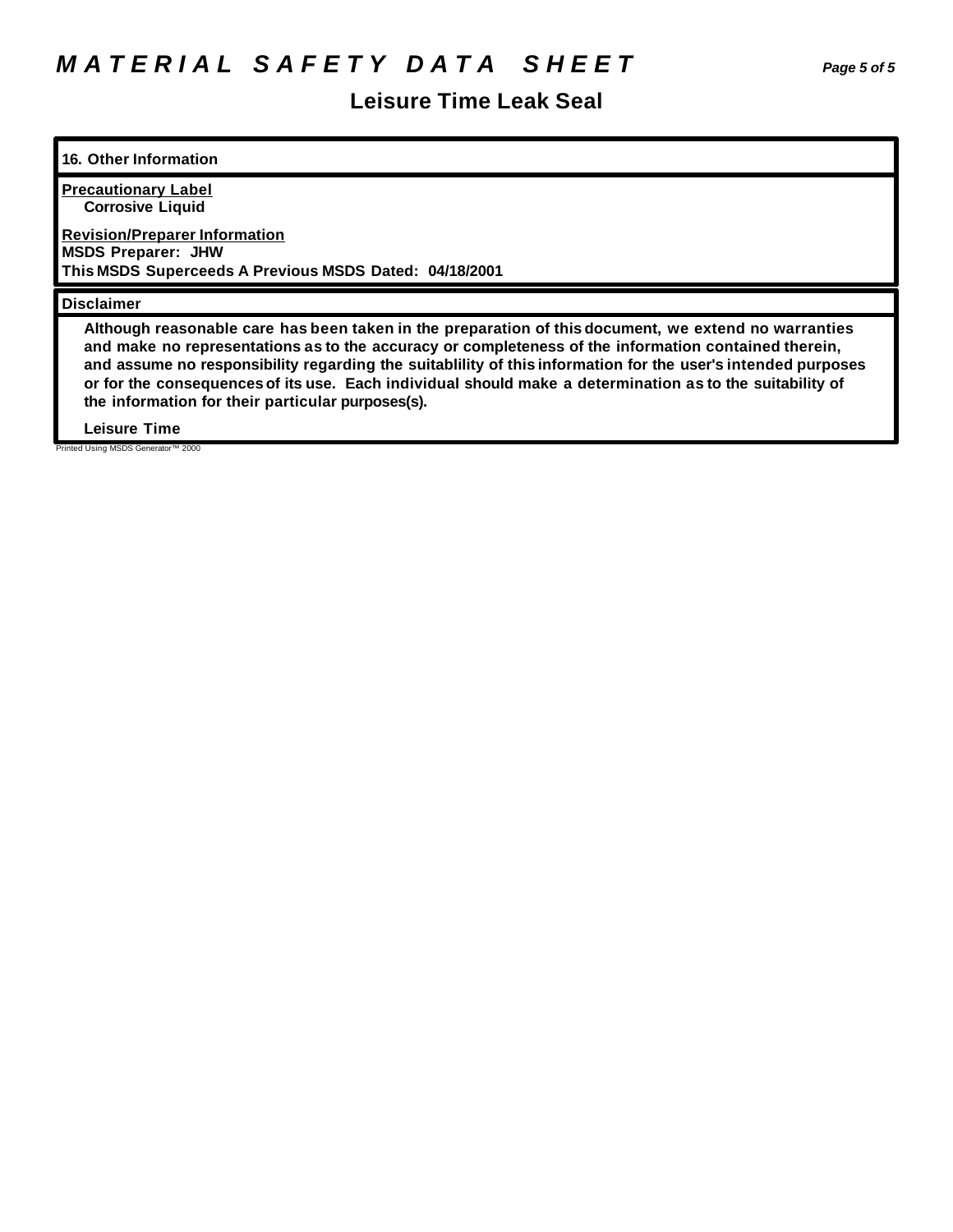# MATERIAL SAFETY DATA SHEET

## Leisure Time Leak Seal

### 16. Other Information

**Precautionary Label**

**Corrosive Liquid**

**Revision/Preparer Information**

**MSDS Preparer: JHW**

**This MSDS Superceeds A Previous MSDS Dated: 04/18/2001**

### Disclaimer

**Although reasonable care has been taken in the preparation of this document, we extend no warranties and make no representations as to the accuracy or completeness of the information contained therein, and assume no responsibility regarding the suitablility of this information for the user's intended purposes or for the consequences of its use. Each individual should make a determination as to the suitability of the information for their particular purposes(s).**

**Leisure Time**

Printed Using MSDS Generator™ 2000